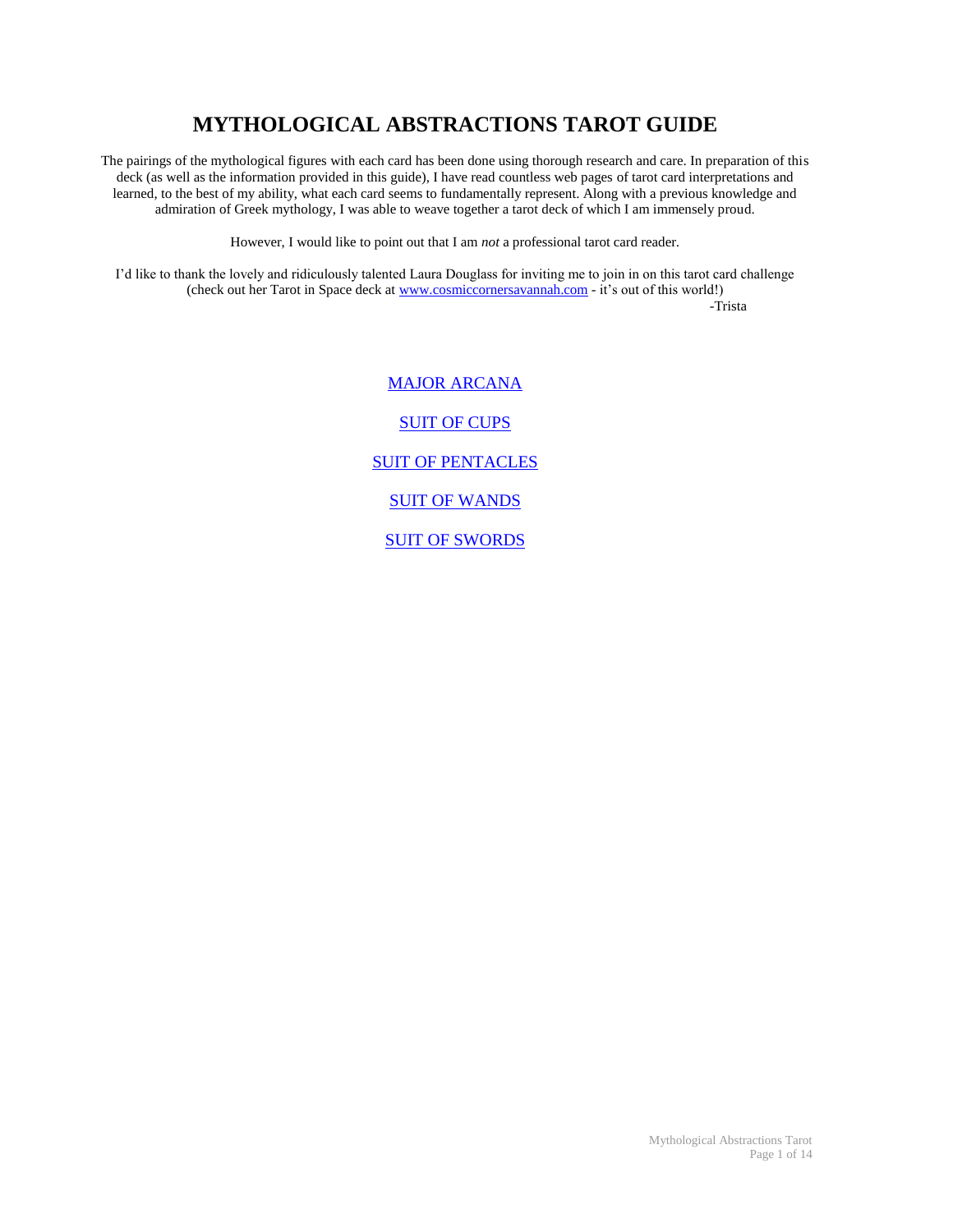# MYTHOLOGICAL ABSTRACTIONS TAROT GUIDE

The pairings of the mythological figures with each card has been done using thorough research and care. In preparation of this deck (as well as the information provided in this guide), I have read countless web pages of tarot card interpretations and learned, to the best of my ability, what each card seems to fundamentally represent. Along with a previous knowledge and admiration of Greek mythology, I was able to weave together a tarot deck of which I am immensely proud.

However, I would like to point out that I am *not* a professional tarot card reader.

I'd like to thank the lovely and ridiculously talented Laura Douglass for inviting me to join in on this tarot card challenge (check out her Tarot in Space deck at [www.cosmiccornersavannah.com](http://www.cosmiccornersavannah.com) - it's out of this world!)

-Trista

[MAJOR ARCANA]()

[SUIT OF CUPS]()

[SUIT OF PENTACLES]()

[SUIT OF WANDS]()

[SUIT OF SWORDS]()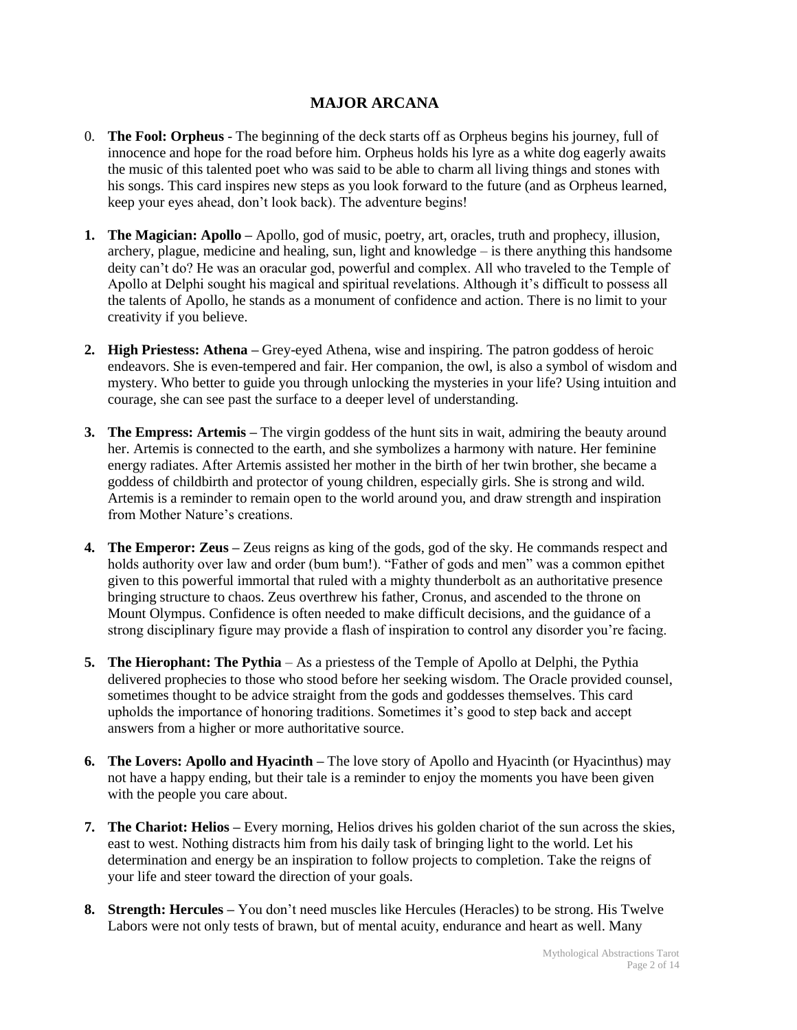## MAJOR ARCANA

0. **The Fool: Orpheus** - The beginning of the deck starts off as Orpheus begins his journey, full of innocence and hope for the road before him. Orpheus holds his lyre as a white dog eagerly awaits the music of this talented poet who was said to be able to charm all living things and stones with his songs. This card inspires new steps as you look forward to the future (and as Orpheus learned, keep your eyes ahead, don't look back). The adventure begins!

1. **The Magician: Apollo –** Apollo, god of music, poetry, art, oracles, truth and prophecy, illusion, archery, plague, medicine and healing, sun, light and knowledge – is there anything this handsome deity can't do? He was an oracular god, powerful and complex. All who traveled to the Temple of Apollo at Delphi sought his magical and spiritual revelations. Although it's difficult to possess all the talents of Apollo, he stands as a monument of confidence and action. There is no limit to your creativity if you believe.

2. **High Priestess: Athena –** Grey-eyed Athena, wise and inspiring. The patron goddess of heroic endeavors. She is even-tempered and fair. Her companion, the owl, is also a symbol of wisdom and mystery. Who better to guide you through unlocking the mysteries in your life? Using intuition and courage, she can see past the surface to a deeper level of understanding.

3. **The Empress: Artemis –** The virgin goddess of the hunt sits in wait, admiring the beauty around her. Artemis is connected to the earth, and she symbolizes a harmony with nature. Her feminine energy radiates. After Artemis assisted her mother in the birth of her twin brother, she became a goddess of childbirth and protector of young children, especially girls. She is strong and wild. Artemis is a reminder to remain open to the world around you, and draw strength and inspiration from Mother Nature's creations.

4. **The Emperor: Zeus –** Zeus reigns as king of the gods, god of the sky. He commands respect and holds authority over law and order (bum bum!). "Father of gods and men" was a common epithet given to this powerful immortal that ruled with a mighty thunderbolt as an authoritative presence bringing structure to chaos. Zeus overthrew his father, Cronus, and ascended to the throne on Mount Olympus. Confidence is often needed to make difficult decisions, and the guidance of a strong disciplinary figure may provide a flash of inspiration to control any disorder you're facing.

5. **The Hierophant: The Pythia** – As a priestess of the Temple of Apollo at Delphi, the Pythia delivered prophecies to those who stood before her seeking wisdom. The Oracle provided counsel, sometimes thought to be advice straight from the gods and goddesses themselves. This card upholds the importance of honoring traditions. Sometimes it's good to step back and accept answers from a higher or more authoritative source.

6. **The Lovers: Apollo and Hyacinth –** The love story of Apollo and Hyacinth (or Hyacinthus) may not have a happy ending, but their tale is a reminder to enjoy the moments you have been given with the people you care about.

7. **The Chariot: Helios –** Every morning, Helios drives his golden chariot of the sun across the skies, east to west. Nothing distracts him from his daily task of bringing light to the world. Let his determination and energy be an inspiration to follow projects to completion. Take the reigns of your life and steer toward the direction of your goals.

8. **Strength: Hercules –** You don't need muscles like Hercules (Heracles) to be strong. His Twelve Labors were not only tests of brawn, but of mental acuity, endurance and heart as well. Many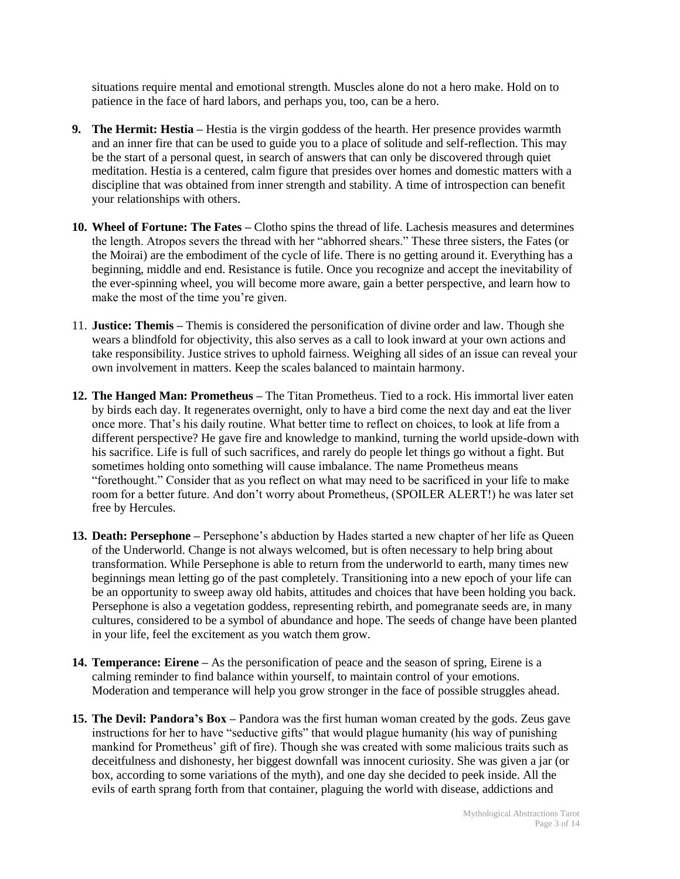situations require mental and emotional strength. Muscles alone do not a hero make. Hold on to patience in the face of hard labors, and perhaps you, too, can be a hero.

9. **The Hermit: Hestia –** Hestia is the virgin goddess of the hearth. Her presence provides warmth and an inner fire that can be used to guide you to a place of solitude and self-reflection. This may be the start of a personal quest, in search of answers that can only be discovered through quiet meditation. Hestia is a centered, calm figure that presides over homes and domestic matters with a discipline that was obtained from inner strength and stability. A time of introspection can benefit your relationships with others.

10. **Wheel of Fortune: The Fates –** Clotho spins the thread of life. Lachesis measures and determines the length. Atropos severs the thread with her "abhorred shears." These three sisters, the Fates (or the Moirai) are the embodiment of the cycle of life. There is no getting around it. Everything has a beginning, middle and end. Resistance is futile. Once you recognize and accept the inevitability of the ever-spinning wheel, you will become more aware, gain a better perspective, and learn how to make the most of the time you're given.

11. **Justice: Themis –** Themis is considered the personification of divine order and law. Though she wears a blindfold for objectivity, this also serves as a call to look inward at your own actions and take responsibility. Justice strives to uphold fairness. Weighing all sides of an issue can reveal your own involvement in matters. Keep the scales balanced to maintain harmony.

12. **The Hanged Man: Prometheus –** The Titan Prometheus. Tied to a rock. His immortal liver eaten by birds each day. It regenerates overnight, only to have a bird come the next day and eat the liver once more. That's his daily routine. What better time to reflect on choices, to look at life from a different perspective? He gave fire and knowledge to mankind, turning the world upside-down with his sacrifice. Life is full of such sacrifices, and rarely do people let things go without a fight. But sometimes holding onto something will cause imbalance. The name Prometheus means "forethought." Consider that as you reflect on what may need to be sacrificed in your life to make room for a better future. And don't worry about Prometheus, (SPOILER ALERT!) he was later set free by Hercules.

13. **Death: Persephone –** Persephone's abduction by Hades started a new chapter of her life as Queen of the Underworld. Change is not always welcomed, but is often necessary to help bring about transformation. While Persephone is able to return from the underworld to earth, many times new beginnings mean letting go of the past completely. Transitioning into a new epoch of your life can be an opportunity to sweep away old habits, attitudes and choices that have been holding you back. Persephone is also a vegetation goddess, representing rebirth, and pomegranate seeds are, in many cultures, considered to be a symbol of abundance and hope. The seeds of change have been planted in your life, feel the excitement as you watch them grow.

14. **Temperance: Eirene –** As the personification of peace and the season of spring, Eirene is a calming reminder to find balance within yourself, to maintain control of your emotions. Moderation and temperance will help you grow stronger in the face of possible struggles ahead.

15. **The Devil: Pandora's Box –** Pandora was the first human woman created by the gods. Zeus gave instructions for her to have "seductive gifts" that would plague humanity (his way of punishing mankind for Prometheus' gift of fire). Though she was created with some malicious traits such as deceitfulness and dishonesty, her biggest downfall was innocent curiosity. She was given a jar (or box, according to some variations of the myth), and one day she decided to peek inside. All the evils of earth sprang forth from that container, plaguing the world with disease, addictions and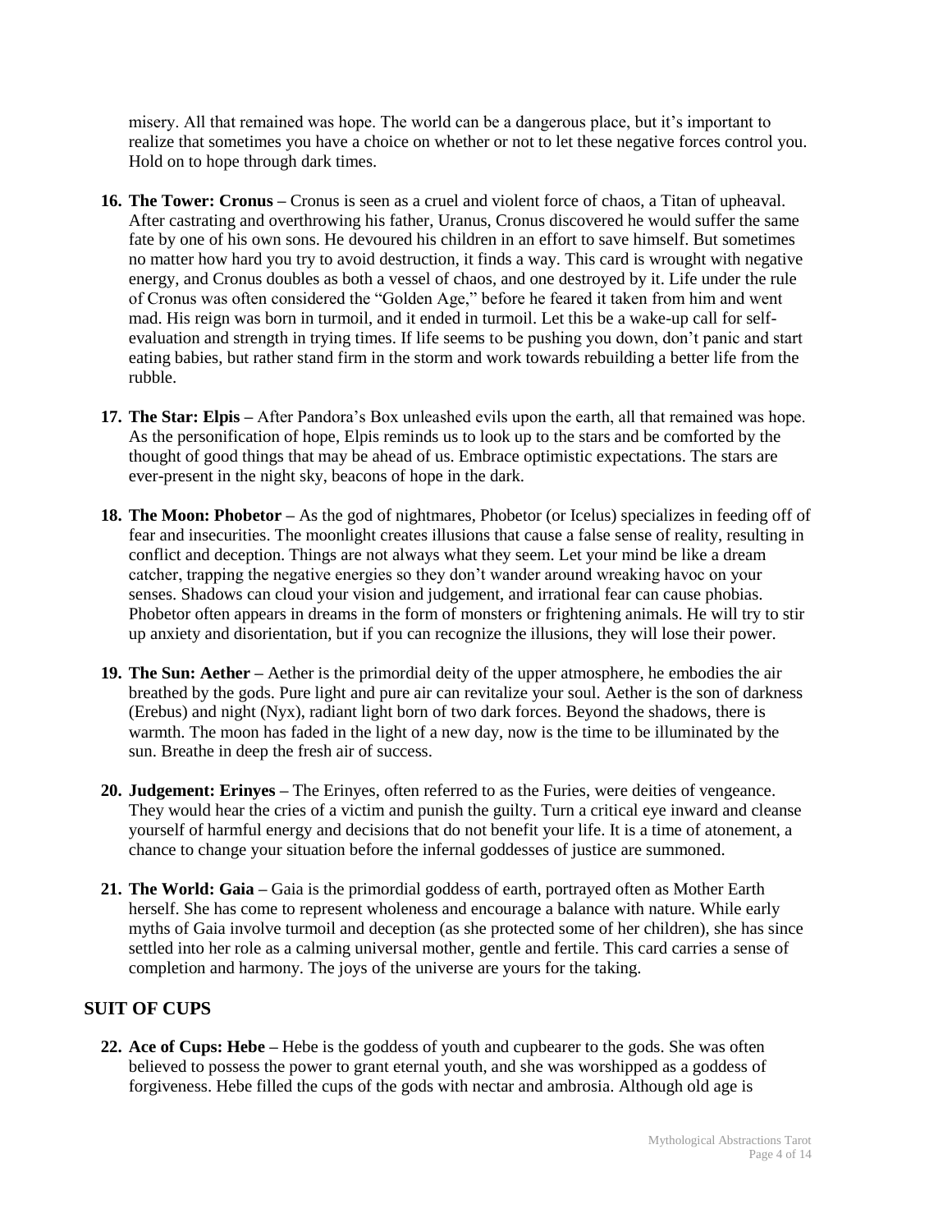misery. All that remained was hope. The world can be a dangerous place, but it's important to realize that sometimes you have a choice on whether or not to let these negative forces control you. Hold on to hope through dark times.

16. **The Tower: Cronus –** Cronus is seen as a cruel and violent force of chaos, a Titan of upheaval. After castrating and overthrowing his father, Uranus, Cronus discovered he would suffer the same fate by one of his own sons. He devoured his children in an effort to save himself. But sometimes no matter how hard you try to avoid destruction, it finds a way. This card is wrought with negative energy, and Cronus doubles as both a vessel of chaos, and one destroyed by it. Life under the rule of Cronus was often considered the "Golden Age," before he feared it taken from him and went mad. His reign was born in turmoil, and it ended in turmoil. Let this be a wake-up call for self-evaluation and strength in trying times. If life seems to be pushing you down, don't panic and start eating babies, but rather stand firm in the storm and work towards rebuilding a better life from the rubble.

17. **The Star: Elpis –** After Pandora's Box unleashed evils upon the earth, all that remained was hope. As the personification of hope, Elpis reminds us to look up to the stars and be comforted by the thought of good things that may be ahead of us. Embrace optimistic expectations. The stars are ever-present in the night sky, beacons of hope in the dark.

18. **The Moon: Phobetor –** As the god of nightmares, Phobetor (or Icelus) specializes in feeding off of fear and insecurities. The moonlight creates illusions that cause a false sense of reality, resulting in conflict and deception. Things are not always what they seem. Let your mind be like a dream catcher, trapping the negative energies so they don't wander around wreaking havoc on your senses. Shadows can cloud your vision and judgement, and irrational fear can cause phobias. Phobetor often appears in dreams in the form of monsters or frightening animals. He will try to stir up anxiety and disorientation, but if you can recognize the illusions, they will lose their power.

19. **The Sun: Aether –** Aether is the primordial deity of the upper atmosphere, he embodies the air breathed by the gods. Pure light and pure air can revitalize your soul. Aether is the son of darkness (Erebus) and night (Nyx), radiant light born of two dark forces. Beyond the shadows, there is warmth. The moon has faded in the light of a new day, now is the time to be illuminated by the sun. Breathe in deep the fresh air of success.

20. **Judgement: Erinyes –** The Erinyes, often referred to as the Furies, were deities of vengeance. They would hear the cries of a victim and punish the guilty. Turn a critical eye inward and cleanse yourself of harmful energy and decisions that do not benefit your life. It is a time of atonement, a chance to change your situation before the infernal goddesses of justice are summoned.

21. **The World: Gaia –** Gaia is the primordial goddess of earth, portrayed often as Mother Earth herself. She has come to represent wholeness and encourage a balance with nature. While early myths of Gaia involve turmoil and deception (as she protected some of her children), she has since settled into her role as a calming universal mother, gentle and fertile. This card carries a sense of completion and harmony. The joys of the universe are yours for the taking.

## SUIT OF CUPS

22. **Ace of Cups: Hebe –** Hebe is the goddess of youth and cupbearer to the gods. She was often believed to possess the power to grant eternal youth, and she was worshipped as a goddess of forgiveness. Hebe filled the cups of the gods with nectar and ambrosia. Although old age is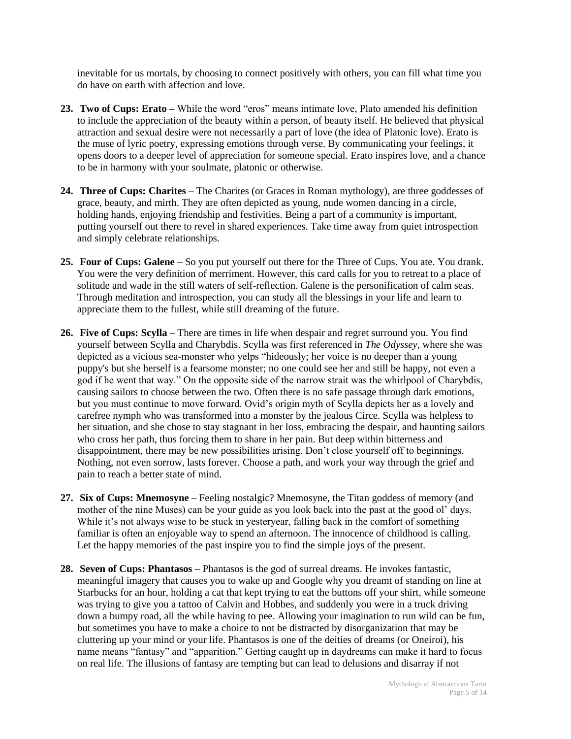inevitable for us mortals, by choosing to connect positively with others, you can fill what time you do have on earth with affection and love.

23. **Two of Cups: Erato –** While the word "eros" means intimate love, Plato amended his definition to include the appreciation of the beauty within a person, of beauty itself. He believed that physical attraction and sexual desire were not necessarily a part of love (the idea of Platonic love). Erato is the muse of lyric poetry, expressing emotions through verse. By communicating your feelings, it opens doors to a deeper level of appreciation for someone special. Erato inspires love, and a chance to be in harmony with your soulmate, platonic or otherwise.

24. **Three of Cups: Charites –** The Charites (or Graces in Roman mythology), are three goddesses of grace, beauty, and mirth. They are often depicted as young, nude women dancing in a circle, holding hands, enjoying friendship and festivities. Being a part of a community is important, putting yourself out there to revel in shared experiences. Take time away from quiet introspection and simply celebrate relationships.

25. **Four of Cups: Galene –** So you put yourself out there for the Three of Cups. You ate. You drank. You were the very definition of merriment. However, this card calls for you to retreat to a place of solitude and wade in the still waters of self-reflection. Galene is the personification of calm seas. Through meditation and introspection, you can study all the blessings in your life and learn to appreciate them to the fullest, while still dreaming of the future.

26. **Five of Cups: Scylla –** There are times in life when despair and regret surround you. You find yourself between Scylla and Charybdis. Scylla was first referenced in *The Odyssey*, where she was depicted as a vicious sea-monster who yelps "hideously; her voice is no deeper than a young puppy's but she herself is a fearsome monster; no one could see her and still be happy, not even a god if he went that way." On the opposite side of the narrow strait was the whirlpool of Charybdis, causing sailors to choose between the two. Often there is no safe passage through dark emotions, but you must continue to move forward. Ovid's origin myth of Scylla depicts her as a lovely and carefree nymph who was transformed into a monster by the jealous Circe. Scylla was helpless to her situation, and she chose to stay stagnant in her loss, embracing the despair, and haunting sailors who cross her path, thus forcing them to share in her pain. But deep within bitterness and disappointment, there may be new possibilities arising. Don't close yourself off to beginnings. Nothing, not even sorrow, lasts forever. Choose a path, and work your way through the grief and pain to reach a better state of mind.

27. **Six of Cups: Mnemosyne –** Feeling nostalgic? Mnemosyne, the Titan goddess of memory (and mother of the nine Muses) can be your guide as you look back into the past at the good ol' days. While it's not always wise to be stuck in yesteryear, falling back in the comfort of something familiar is often an enjoyable way to spend an afternoon. The innocence of childhood is calling. Let the happy memories of the past inspire you to find the simple joys of the present.

28. **Seven of Cups: Phantasos –** Phantasos is the god of surreal dreams. He invokes fantastic, meaningful imagery that causes you to wake up and Google why you dreamt of standing on line at Starbucks for an hour, holding a cat that kept trying to eat the buttons off your shirt, while someone was trying to give you a tattoo of Calvin and Hobbes, and suddenly you were in a truck driving down a bumpy road, all the while having to pee. Allowing your imagination to run wild can be fun, but sometimes you have to make a choice to not be distracted by disorganization that may be cluttering up your mind or your life. Phantasos is one of the deities of dreams (or Oneiroi), his name means "fantasy" and "apparition." Getting caught up in daydreams can make it hard to focus on real life. The illusions of fantasy are tempting but can lead to delusions and disarray if not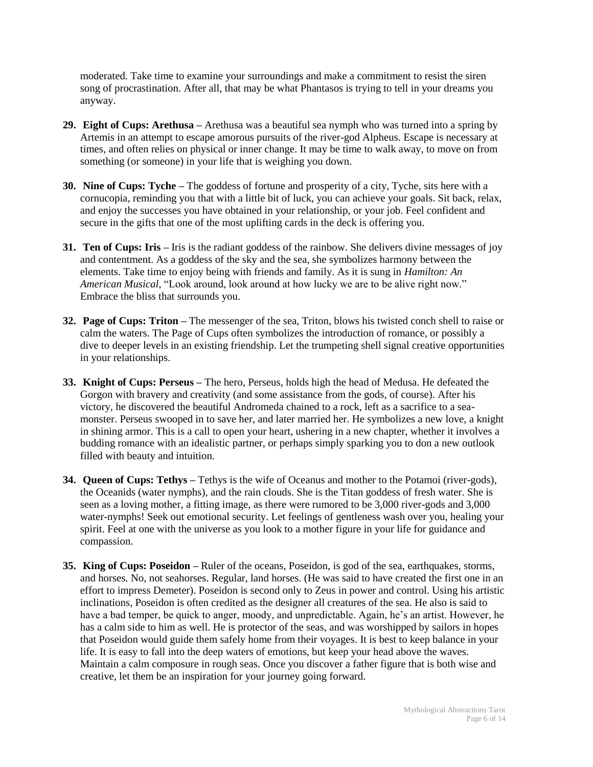moderated. Take time to examine your surroundings and make a commitment to resist the siren song of procrastination. After all, that may be what Phantasos is trying to tell in your dreams you anyway.

29. **Eight of Cups: Arethusa –** Arethusa was a beautiful sea nymph who was turned into a spring by Artemis in an attempt to escape amorous pursuits of the river-god Alpheus. Escape is necessary at times, and often relies on physical or inner change. It may be time to walk away, to move on from something (or someone) in your life that is weighing you down.

30. **Nine of Cups: Tyche –** The goddess of fortune and prosperity of a city, Tyche, sits here with a cornucopia, reminding you that with a little bit of luck, you can achieve your goals. Sit back, relax, and enjoy the successes you have obtained in your relationship, or your job. Feel confident and secure in the gifts that one of the most uplifting cards in the deck is offering you.

31. **Ten of Cups: Iris –** Iris is the radiant goddess of the rainbow. She delivers divine messages of joy and contentment. As a goddess of the sky and the sea, she symbolizes harmony between the elements. Take time to enjoy being with friends and family. As it is sung in *Hamilton: An American Musical*, "Look around, look around at how lucky we are to be alive right now." Embrace the bliss that surrounds you.

32. **Page of Cups: Triton –** The messenger of the sea, Triton, blows his twisted conch shell to raise or calm the waters. The Page of Cups often symbolizes the introduction of romance, or possibly a dive to deeper levels in an existing friendship. Let the trumpeting shell signal creative opportunities in your relationships.

33. **Knight of Cups: Perseus –** The hero, Perseus, holds high the head of Medusa. He defeated the Gorgon with bravery and creativity (and some assistance from the gods, of course). After his victory, he discovered the beautiful Andromeda chained to a rock, left as a sacrifice to a sea-monster. Perseus swooped in to save her, and later married her. He symbolizes a new love, a knight in shining armor. This is a call to open your heart, ushering in a new chapter, whether it involves a budding romance with an idealistic partner, or perhaps simply sparking you to don a new outlook filled with beauty and intuition.

34. **Queen of Cups: Tethys –** Tethys is the wife of Oceanus and mother to the Potamoi (river-gods), the Oceanids (water nymphs), and the rain clouds. She is the Titan goddess of fresh water. She is seen as a loving mother, a fitting image, as there were rumored to be 3,000 river-gods and 3,000 water-nymphs! Seek out emotional security. Let feelings of gentleness wash over you, healing your spirit. Feel at one with the universe as you look to a mother figure in your life for guidance and compassion.

35. **King of Cups: Poseidon –** Ruler of the oceans, Poseidon, is god of the sea, earthquakes, storms, and horses. No, not seahorses. Regular, land horses. (He was said to have created the first one in an effort to impress Demeter). Poseidon is second only to Zeus in power and control. Using his artistic inclinations, Poseidon is often credited as the designer all creatures of the sea. He also is said to have a bad temper, be quick to anger, moody, and unpredictable. Again, he's an artist. However, he has a calm side to him as well. He is protector of the seas, and was worshipped by sailors in hopes that Poseidon would guide them safely home from their voyages. It is best to keep balance in your life. It is easy to fall into the deep waters of emotions, but keep your head above the waves. Maintain a calm composure in rough seas. Once you discover a father figure that is both wise and creative, let them be an inspiration for your journey going forward.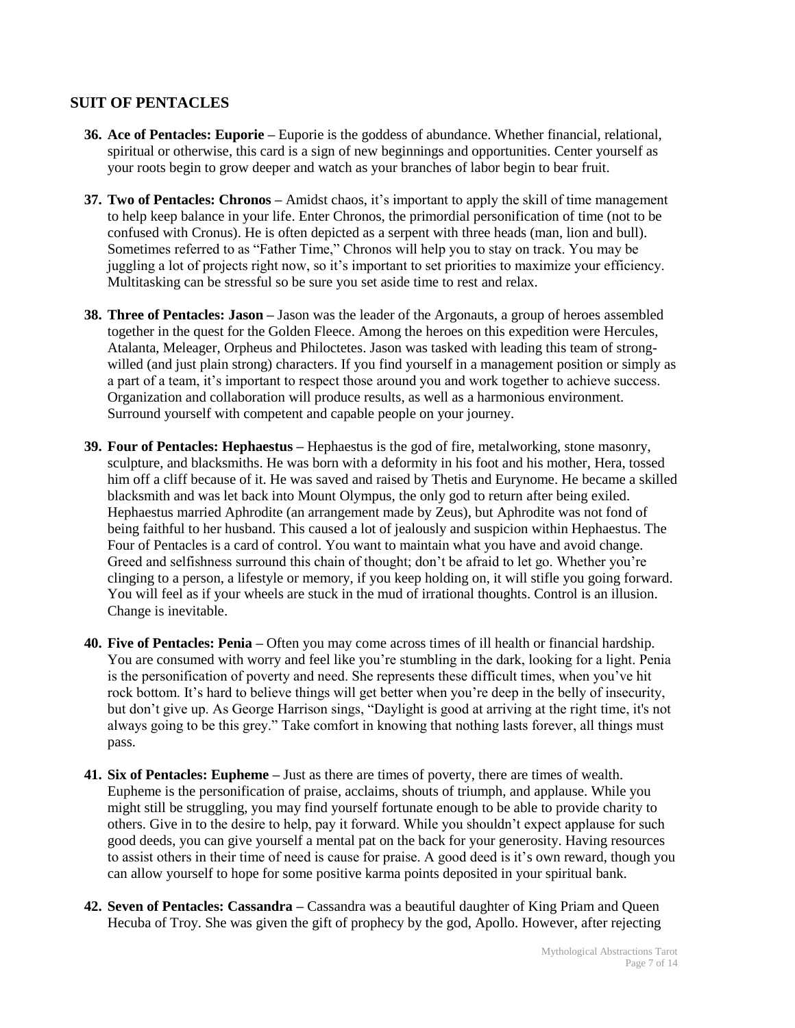## SUIT OF PENTACLES

36. **Ace of Pentacles: Euporie –** Euporie is the goddess of abundance. Whether financial, relational, spiritual or otherwise, this card is a sign of new beginnings and opportunities. Center yourself as your roots begin to grow deeper and watch as your branches of labor begin to bear fruit.

37. **Two of Pentacles: Chronos –** Amidst chaos, it's important to apply the skill of time management to help keep balance in your life. Enter Chronos, the primordial personification of time (not to be confused with Cronus). He is often depicted as a serpent with three heads (man, lion and bull). Sometimes referred to as "Father Time," Chronos will help you to stay on track. You may be juggling a lot of projects right now, so it's important to set priorities to maximize your efficiency. Multitasking can be stressful so be sure you set aside time to rest and relax.

38. **Three of Pentacles: Jason –** Jason was the leader of the Argonauts, a group of heroes assembled together in the quest for the Golden Fleece. Among the heroes on this expedition were Hercules, Atalanta, Meleager, Orpheus and Philoctetes. Jason was tasked with leading this team of strong-willed (and just plain strong) characters. If you find yourself in a management position or simply as a part of a team, it's important to respect those around you and work together to achieve success. Organization and collaboration will produce results, as well as a harmonious environment. Surround yourself with competent and capable people on your journey.

39. **Four of Pentacles: Hephaestus –** Hephaestus is the god of fire, metalworking, stone masonry, sculpture, and blacksmiths. He was born with a deformity in his foot and his mother, Hera, tossed him off a cliff because of it. He was saved and raised by Thetis and Eurynome. He became a skilled blacksmith and was let back into Mount Olympus, the only god to return after being exiled. Hephaestus married Aphrodite (an arrangement made by Zeus), but Aphrodite was not fond of being faithful to her husband. This caused a lot of jealously and suspicion within Hephaestus. The Four of Pentacles is a card of control. You want to maintain what you have and avoid change. Greed and selfishness surround this chain of thought; don't be afraid to let go. Whether you're clinging to a person, a lifestyle or memory, if you keep holding on, it will stifle you going forward. You will feel as if your wheels are stuck in the mud of irrational thoughts. Control is an illusion. Change is inevitable.

40. **Five of Pentacles: Penia –** Often you may come across times of ill health or financial hardship. You are consumed with worry and feel like you're stumbling in the dark, looking for a light. Penia is the personification of poverty and need. She represents these difficult times, when you've hit rock bottom. It's hard to believe things will get better when you're deep in the belly of insecurity, but don't give up. As George Harrison sings, "Daylight is good at arriving at the right time, it's not always going to be this grey." Take comfort in knowing that nothing lasts forever, all things must pass.

41. **Six of Pentacles: Eupheme –** Just as there are times of poverty, there are times of wealth. Eupheme is the personification of praise, acclaims, shouts of triumph, and applause. While you might still be struggling, you may find yourself fortunate enough to be able to provide charity to others. Give in to the desire to help, pay it forward. While you shouldn't expect applause for such good deeds, you can give yourself a mental pat on the back for your generosity. Having resources to assist others in their time of need is cause for praise. A good deed is it's own reward, though you can allow yourself to hope for some positive karma points deposited in your spiritual bank.

42. **Seven of Pentacles: Cassandra –** Cassandra was a beautiful daughter of King Priam and Queen Hecuba of Troy. She was given the gift of prophecy by the god, Apollo. However, after rejecting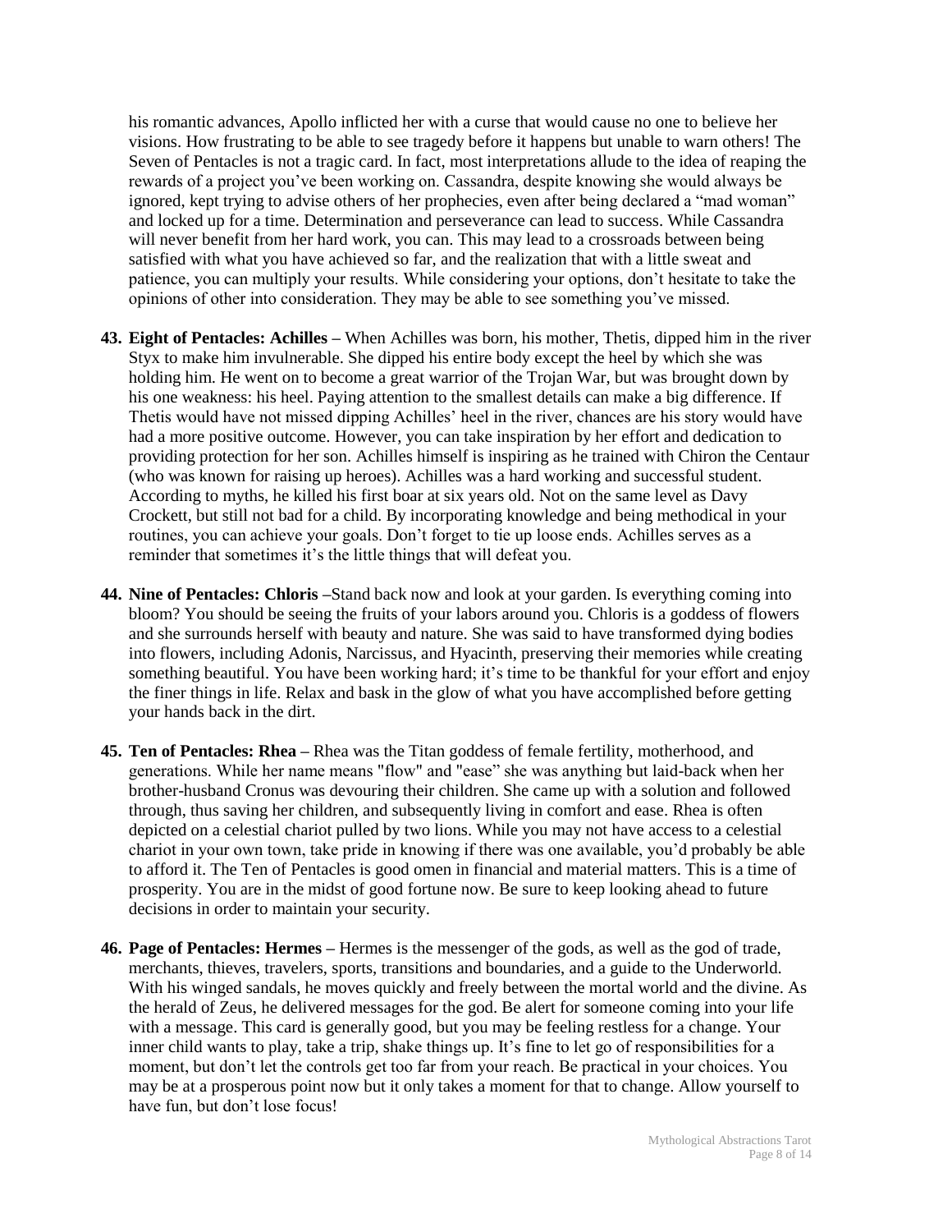his romantic advances, Apollo inflicted her with a curse that would cause no one to believe her visions. How frustrating to be able to see tragedy before it happens but unable to warn others! The Seven of Pentacles is not a tragic card. In fact, most interpretations allude to the idea of reaping the rewards of a project you've been working on. Cassandra, despite knowing she would always be ignored, kept trying to advise others of her prophecies, even after being declared a "mad woman" and locked up for a time. Determination and perseverance can lead to success. While Cassandra will never benefit from her hard work, you can. This may lead to a crossroads between being satisfied with what you have achieved so far, and the realization that with a little sweat and patience, you can multiply your results. While considering your options, don't hesitate to take the opinions of other into consideration. They may be able to see something you've missed.

43. **Eight of Pentacles: Achilles –** When Achilles was born, his mother, Thetis, dipped him in the river Styx to make him invulnerable. She dipped his entire body except the heel by which she was holding him. He went on to become a great warrior of the Trojan War, but was brought down by his one weakness: his heel. Paying attention to the smallest details can make a big difference. If Thetis would have not missed dipping Achilles' heel in the river, chances are his story would have had a more positive outcome. However, you can take inspiration by her effort and dedication to providing protection for her son. Achilles himself is inspiring as he trained with Chiron the Centaur (who was known for raising up heroes). Achilles was a hard working and successful student. According to myths, he killed his first boar at six years old. Not on the same level as Davy Crockett, but still not bad for a child. By incorporating knowledge and being methodical in your routines, you can achieve your goals. Don't forget to tie up loose ends. Achilles serves as a reminder that sometimes it's the little things that will defeat you.

44. **Nine of Pentacles: Chloris –**Stand back now and look at your garden. Is everything coming into bloom? You should be seeing the fruits of your labors around you. Chloris is a goddess of flowers and she surrounds herself with beauty and nature. She was said to have transformed dying bodies into flowers, including Adonis, Narcissus, and Hyacinth, preserving their memories while creating something beautiful. You have been working hard; it's time to be thankful for your effort and enjoy the finer things in life. Relax and bask in the glow of what you have accomplished before getting your hands back in the dirt.

45. **Ten of Pentacles: Rhea –** Rhea was the Titan goddess of female fertility, motherhood, and generations. While her name means "flow" and "ease" she was anything but laid-back when her brother-husband Cronus was devouring their children. She came up with a solution and followed through, thus saving her children, and subsequently living in comfort and ease. Rhea is often depicted on a celestial chariot pulled by two lions. While you may not have access to a celestial chariot in your own town, take pride in knowing if there was one available, you'd probably be able to afford it. The Ten of Pentacles is good omen in financial and material matters. This is a time of prosperity. You are in the midst of good fortune now. Be sure to keep looking ahead to future decisions in order to maintain your security.

46. **Page of Pentacles: Hermes –** Hermes is the messenger of the gods, as well as the god of trade, merchants, thieves, travelers, sports, transitions and boundaries, and a guide to the Underworld. With his winged sandals, he moves quickly and freely between the mortal world and the divine. As the herald of Zeus, he delivered messages for the god. Be alert for someone coming into your life with a message. This card is generally good, but you may be feeling restless for a change. Your inner child wants to play, take a trip, shake things up. It's fine to let go of responsibilities for a moment, but don't let the controls get too far from your reach. Be practical in your choices. You may be at a prosperous point now but it only takes a moment for that to change. Allow yourself to have fun, but don't lose focus!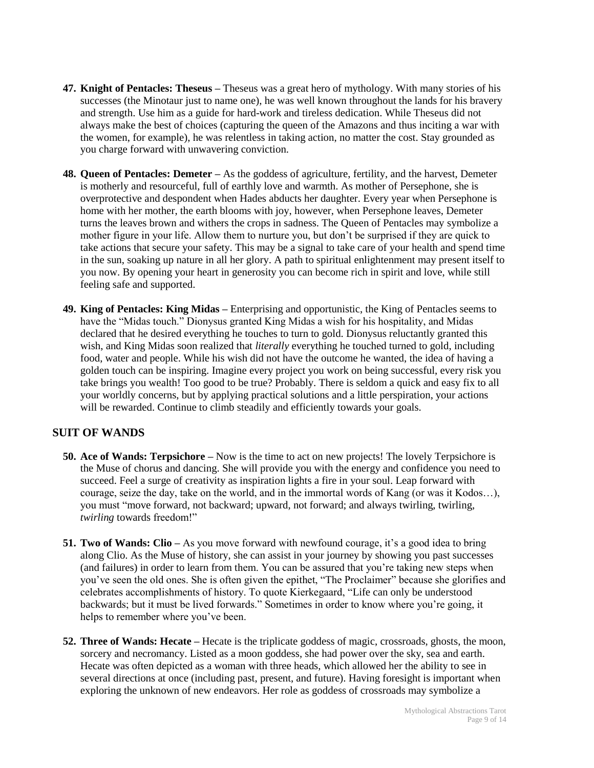47. **Knight of Pentacles: Theseus –** Theseus was a great hero of mythology. With many stories of his successes (the Minotaur just to name one), he was well known throughout the lands for his bravery and strength. Use him as a guide for hard-work and tireless dedication. While Theseus did not always make the best of choices (capturing the queen of the Amazons and thus inciting a war with the women, for example), he was relentless in taking action, no matter the cost. Stay grounded as you charge forward with unwavering conviction.

48. **Queen of Pentacles: Demeter –** As the goddess of agriculture, fertility, and the harvest, Demeter is motherly and resourceful, full of earthly love and warmth. As mother of Persephone, she is overprotective and despondent when Hades abducts her daughter. Every year when Persephone is home with her mother, the earth blooms with joy, however, when Persephone leaves, Demeter turns the leaves brown and withers the crops in sadness. The Queen of Pentacles may symbolize a mother figure in your life. Allow them to nurture you, but don't be surprised if they are quick to take actions that secure your safety. This may be a signal to take care of your health and spend time in the sun, soaking up nature in all her glory. A path to spiritual enlightenment may present itself to you now. By opening your heart in generosity you can become rich in spirit and love, while still feeling safe and supported.

49. **King of Pentacles: King Midas –** Enterprising and opportunistic, the King of Pentacles seems to have the "Midas touch." Dionysus granted King Midas a wish for his hospitality, and Midas declared that he desired everything he touches to turn to gold. Dionysus reluctantly granted this wish, and King Midas soon realized that *literally* everything he touched turned to gold, including food, water and people. While his wish did not have the outcome he wanted, the idea of having a golden touch can be inspiring. Imagine every project you work on being successful, every risk you take brings you wealth! Too good to be true? Probably. There is seldom a quick and easy fix to all your worldly concerns, but by applying practical solutions and a little perspiration, your actions will be rewarded. Continue to climb steadily and efficiently towards your goals.

## SUIT OF WANDS

50. **Ace of Wands: Terpsichore –** Now is the time to act on new projects! The lovely Terpsichore is the Muse of chorus and dancing. She will provide you with the energy and confidence you need to succeed. Feel a surge of creativity as inspiration lights a fire in your soul. Leap forward with courage, seize the day, take on the world, and in the immortal words of Kang (or was it Kodos…), you must "move forward, not backward; upward, not forward; and always twirling, twirling, *twirling* towards freedom!"

51. **Two of Wands: Clio –** As you move forward with newfound courage, it's a good idea to bring along Clio. As the Muse of history, she can assist in your journey by showing you past successes (and failures) in order to learn from them. You can be assured that you're taking new steps when you've seen the old ones. She is often given the epithet, "The Proclaimer" because she glorifies and celebrates accomplishments of history. To quote Kierkegaard, "Life can only be understood backwards; but it must be lived forwards." Sometimes in order to know where you're going, it helps to remember where you've been.

52. **Three of Wands: Hecate –** Hecate is the triplicate goddess of magic, crossroads, ghosts, the moon, sorcery and necromancy. Listed as a moon goddess, she had power over the sky, sea and earth. Hecate was often depicted as a woman with three heads, which allowed her the ability to see in several directions at once (including past, present, and future). Having foresight is important when exploring the unknown of new endeavors. Her role as goddess of crossroads may symbolize a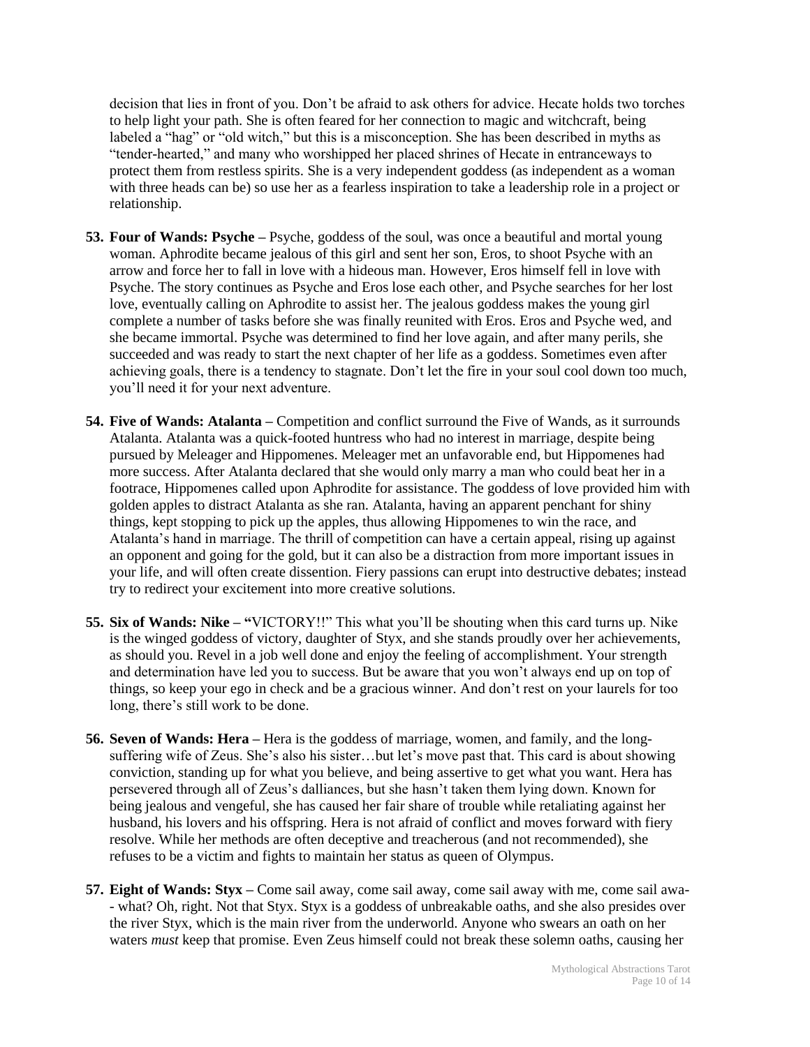decision that lies in front of you. Don't be afraid to ask others for advice. Hecate holds two torches to help light your path. She is often feared for her connection to magic and witchcraft, being labeled a "hag" or "old witch," but this is a misconception. She has been described in myths as "tender-hearted," and many who worshipped her placed shrines of Hecate in entranceways to protect them from restless spirits. She is a very independent goddess (as independent as a woman with three heads can be) so use her as a fearless inspiration to take a leadership role in a project or relationship.

53. **Four of Wands: Psyche –** Psyche, goddess of the soul, was once a beautiful and mortal young woman. Aphrodite became jealous of this girl and sent her son, Eros, to shoot Psyche with an arrow and force her to fall in love with a hideous man. However, Eros himself fell in love with Psyche. The story continues as Psyche and Eros lose each other, and Psyche searches for her lost love, eventually calling on Aphrodite to assist her. The jealous goddess makes the young girl complete a number of tasks before she was finally reunited with Eros. Eros and Psyche wed, and she became immortal. Psyche was determined to find her love again, and after many perils, she succeeded and was ready to start the next chapter of her life as a goddess. Sometimes even after achieving goals, there is a tendency to stagnate. Don't let the fire in your soul cool down too much, you'll need it for your next adventure.

54. **Five of Wands: Atalanta –** Competition and conflict surround the Five of Wands, as it surrounds Atalanta. Atalanta was a quick-footed huntress who had no interest in marriage, despite being pursued by Meleager and Hippomenes. Meleager met an unfavorable end, but Hippomenes had more success. After Atalanta declared that she would only marry a man who could beat her in a footrace, Hippomenes called upon Aphrodite for assistance. The goddess of love provided him with golden apples to distract Atalanta as she ran. Atalanta, having an apparent penchant for shiny things, kept stopping to pick up the apples, thus allowing Hippomenes to win the race, and Atalanta's hand in marriage. The thrill of competition can have a certain appeal, rising up against an opponent and going for the gold, but it can also be a distraction from more important issues in your life, and will often create dissention. Fiery passions can erupt into destructive debates; instead try to redirect your excitement into more creative solutions.

55. **Six of Wands: Nike – "**VICTORY!!" This what you'll be shouting when this card turns up. Nike is the winged goddess of victory, daughter of Styx, and she stands proudly over her achievements, as should you. Revel in a job well done and enjoy the feeling of accomplishment. Your strength and determination have led you to success. But be aware that you won't always end up on top of things, so keep your ego in check and be a gracious winner. And don't rest on your laurels for too long, there's still work to be done.

56. **Seven of Wands: Hera –** Hera is the goddess of marriage, women, and family, and the long-suffering wife of Zeus. She's also his sister…but let's move past that. This card is about showing conviction, standing up for what you believe, and being assertive to get what you want. Hera has persevered through all of Zeus's dalliances, but she hasn't taken them lying down. Known for being jealous and vengeful, she has caused her fair share of trouble while retaliating against her husband, his lovers and his offspring. Hera is not afraid of conflict and moves forward with fiery resolve. While her methods are often deceptive and treacherous (and not recommended), she refuses to be a victim and fights to maintain her status as queen of Olympus.

57. **Eight of Wands: Styx –** Come sail away, come sail away, come sail away with me, come sail awa- - what? Oh, right. Not that Styx. Styx is a goddess of unbreakable oaths, and she also presides over the river Styx, which is the main river from the underworld. Anyone who swears an oath on her waters *must* keep that promise. Even Zeus himself could not break these solemn oaths, causing her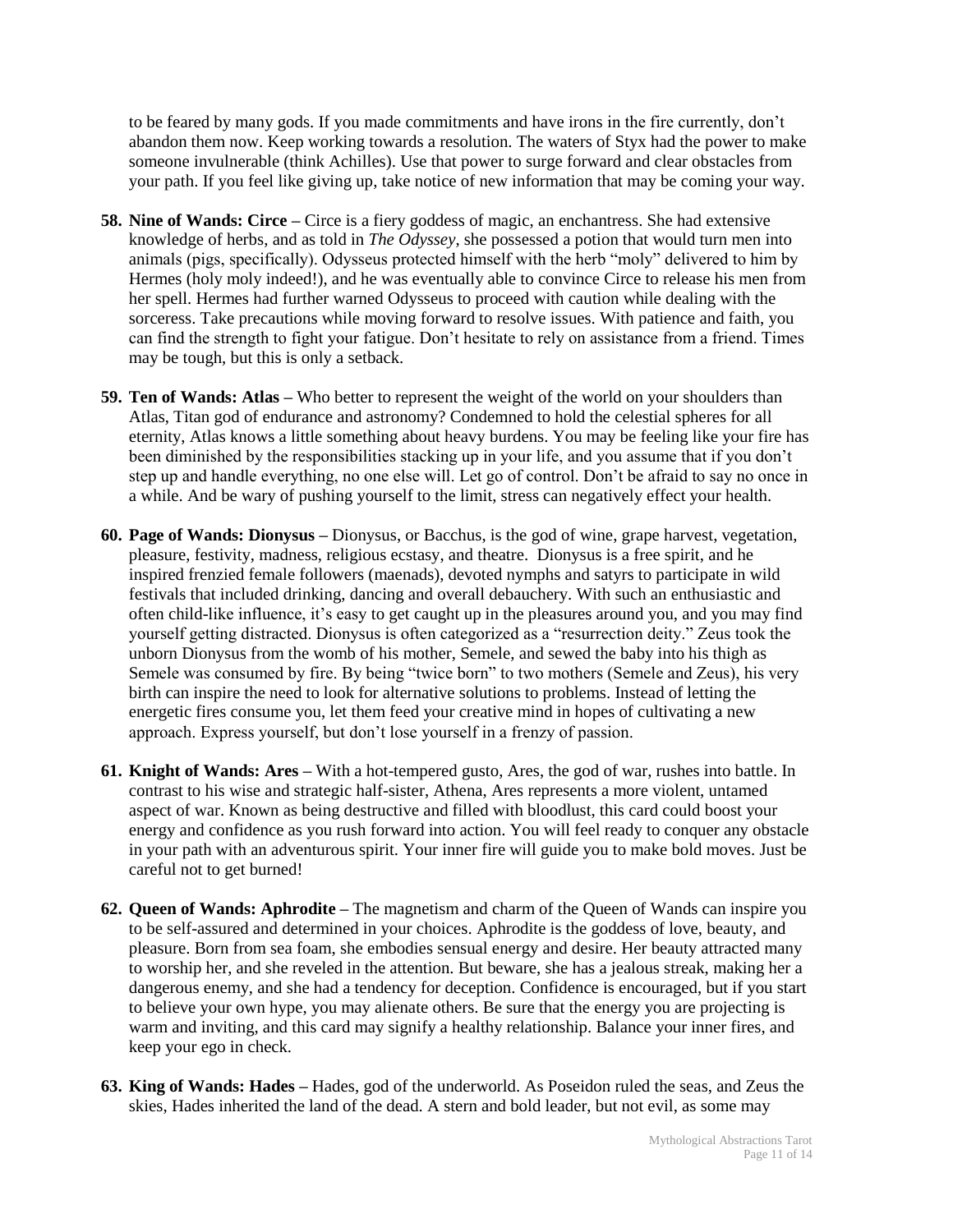to be feared by many gods. If you made commitments and have irons in the fire currently, don't abandon them now. Keep working towards a resolution. The waters of Styx had the power to make someone invulnerable (think Achilles). Use that power to surge forward and clear obstacles from your path. If you feel like giving up, take notice of new information that may be coming your way.

58. **Nine of Wands: Circe –** Circe is a fiery goddess of magic, an enchantress. She had extensive knowledge of herbs, and as told in *The Odyssey*, she possessed a potion that would turn men into animals (pigs, specifically). Odysseus protected himself with the herb "moly" delivered to him by Hermes (holy moly indeed!), and he was eventually able to convince Circe to release his men from her spell. Hermes had further warned Odysseus to proceed with caution while dealing with the sorceress. Take precautions while moving forward to resolve issues. With patience and faith, you can find the strength to fight your fatigue. Don't hesitate to rely on assistance from a friend. Times may be tough, but this is only a setback.

59. **Ten of Wands: Atlas –** Who better to represent the weight of the world on your shoulders than Atlas, Titan god of endurance and astronomy? Condemned to hold the celestial spheres for all eternity, Atlas knows a little something about heavy burdens. You may be feeling like your fire has been diminished by the responsibilities stacking up in your life, and you assume that if you don't step up and handle everything, no one else will. Let go of control. Don't be afraid to say no once in a while. And be wary of pushing yourself to the limit, stress can negatively effect your health.

60. **Page of Wands: Dionysus –** Dionysus, or Bacchus, is the god of wine, grape harvest, vegetation, pleasure, festivity, madness, religious ecstasy, and theatre. Dionysus is a free spirit, and he inspired frenzied female followers (maenads), devoted nymphs and satyrs to participate in wild festivals that included drinking, dancing and overall debauchery. With such an enthusiastic and often child-like influence, it's easy to get caught up in the pleasures around you, and you may find yourself getting distracted. Dionysus is often categorized as a "resurrection deity." Zeus took the unborn Dionysus from the womb of his mother, Semele, and sewed the baby into his thigh as Semele was consumed by fire. By being "twice born" to two mothers (Semele and Zeus), his very birth can inspire the need to look for alternative solutions to problems. Instead of letting the energetic fires consume you, let them feed your creative mind in hopes of cultivating a new approach. Express yourself, but don't lose yourself in a frenzy of passion.

61. **Knight of Wands: Ares –** With a hot-tempered gusto, Ares, the god of war, rushes into battle. In contrast to his wise and strategic half-sister, Athena, Ares represents a more violent, untamed aspect of war. Known as being destructive and filled with bloodlust, this card could boost your energy and confidence as you rush forward into action. You will feel ready to conquer any obstacle in your path with an adventurous spirit. Your inner fire will guide you to make bold moves. Just be careful not to get burned!

62. **Queen of Wands: Aphrodite –** The magnetism and charm of the Queen of Wands can inspire you to be self-assured and determined in your choices. Aphrodite is the goddess of love, beauty, and pleasure. Born from sea foam, she embodies sensual energy and desire. Her beauty attracted many to worship her, and she reveled in the attention. But beware, she has a jealous streak, making her a dangerous enemy, and she had a tendency for deception. Confidence is encouraged, but if you start to believe your own hype, you may alienate others. Be sure that the energy you are projecting is warm and inviting, and this card may signify a healthy relationship. Balance your inner fires, and keep your ego in check.

63. **King of Wands: Hades –** Hades, god of the underworld. As Poseidon ruled the seas, and Zeus the skies, Hades inherited the land of the dead. A stern and bold leader, but not evil, as some may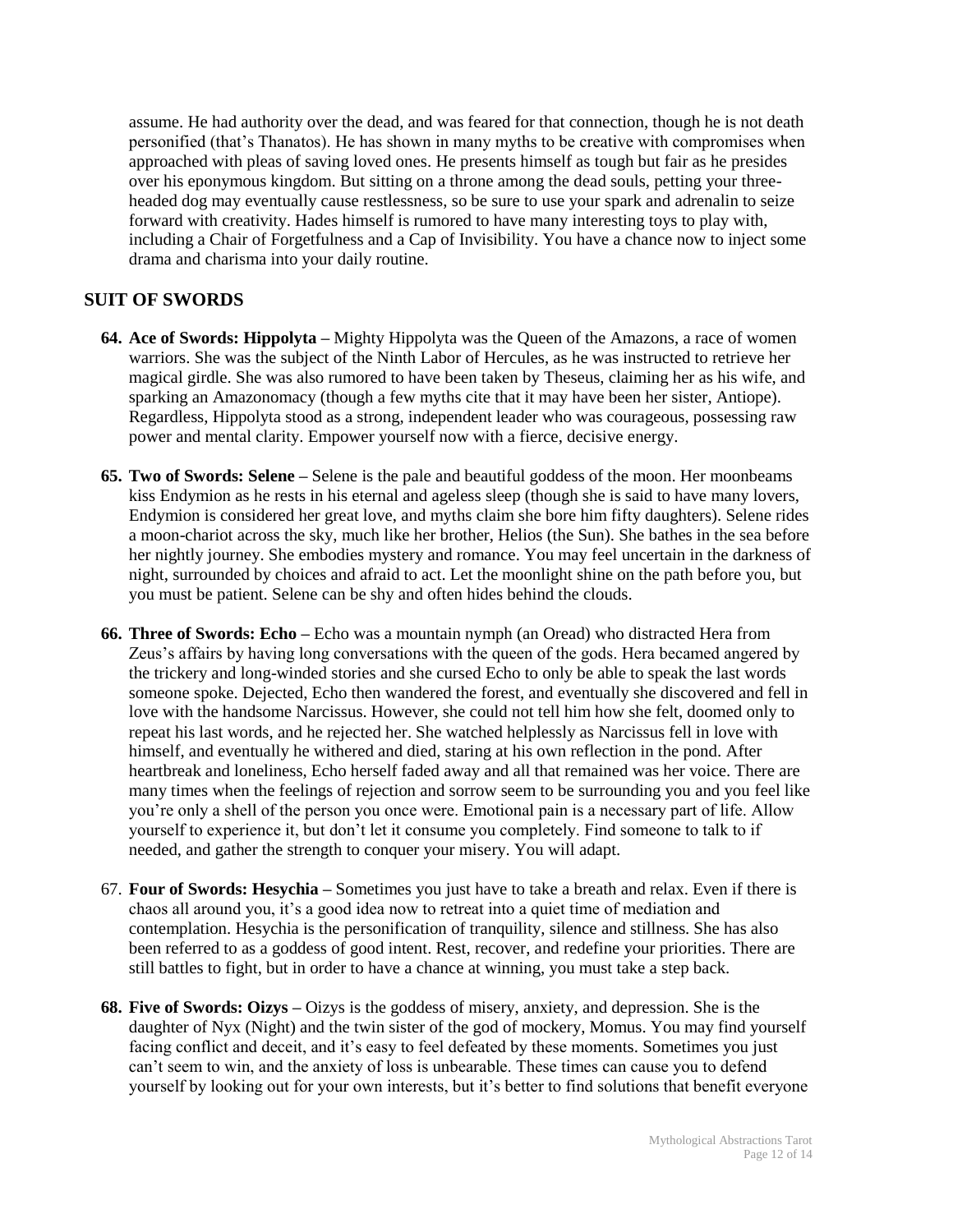assume. He had authority over the dead, and was feared for that connection, though he is not death personified (that's Thanatos). He has shown in many myths to be creative with compromises when approached with pleas of saving loved ones. He presents himself as tough but fair as he presides over his eponymous kingdom. But sitting on a throne among the dead souls, petting your three-headed dog may eventually cause restlessness, so be sure to use your spark and adrenalin to seize forward with creativity. Hades himself is rumored to have many interesting toys to play with, including a Chair of Forgetfulness and a Cap of Invisibility. You have a chance now to inject some drama and charisma into your daily routine.

## SUIT OF SWORDS

64. **Ace of Swords: Hippolyta –** Mighty Hippolyta was the Queen of the Amazons, a race of women warriors. She was the subject of the Ninth Labor of Hercules, as he was instructed to retrieve her magical girdle. She was also rumored to have been taken by Theseus, claiming her as his wife, and sparking an Amazonomacy (though a few myths cite that it may have been her sister, Antiope). Regardless, Hippolyta stood as a strong, independent leader who was courageous, possessing raw power and mental clarity. Empower yourself now with a fierce, decisive energy.

65. **Two of Swords: Selene –** Selene is the pale and beautiful goddess of the moon. Her moonbeams kiss Endymion as he rests in his eternal and ageless sleep (though she is said to have many lovers, Endymion is considered her great love, and myths claim she bore him fifty daughters). Selene rides a moon-chariot across the sky, much like her brother, Helios (the Sun). She bathes in the sea before her nightly journey. She embodies mystery and romance. You may feel uncertain in the darkness of night, surrounded by choices and afraid to act. Let the moonlight shine on the path before you, but you must be patient. Selene can be shy and often hides behind the clouds.

66. **Three of Swords: Echo –** Echo was a mountain nymph (an Oread) who distracted Hera from Zeus's affairs by having long conversations with the queen of the gods. Hera becamed angered by the trickery and long-winded stories and she cursed Echo to only be able to speak the last words someone spoke. Dejected, Echo then wandered the forest, and eventually she discovered and fell in love with the handsome Narcissus. However, she could not tell him how she felt, doomed only to repeat his last words, and he rejected her. She watched helplessly as Narcissus fell in love with himself, and eventually he withered and died, staring at his own reflection in the pond. After heartbreak and loneliness, Echo herself faded away and all that remained was her voice. There are many times when the feelings of rejection and sorrow seem to be surrounding you and you feel like you're only a shell of the person you once were. Emotional pain is a necessary part of life. Allow yourself to experience it, but don't let it consume you completely. Find someone to talk to if needed, and gather the strength to conquer your misery. You will adapt.

67. **Four of Swords: Hesychia –** Sometimes you just have to take a breath and relax. Even if there is chaos all around you, it's a good idea now to retreat into a quiet time of mediation and contemplation. Hesychia is the personification of tranquility, silence and stillness. She has also been referred to as a goddess of good intent. Rest, recover, and redefine your priorities. There are still battles to fight, but in order to have a chance at winning, you must take a step back.

68. **Five of Swords: Oizys –** Oizys is the goddess of misery, anxiety, and depression. She is the daughter of Nyx (Night) and the twin sister of the god of mockery, Momus. You may find yourself facing conflict and deceit, and it's easy to feel defeated by these moments. Sometimes you just can't seem to win, and the anxiety of loss is unbearable. These times can cause you to defend yourself by looking out for your own interests, but it's better to find solutions that benefit everyone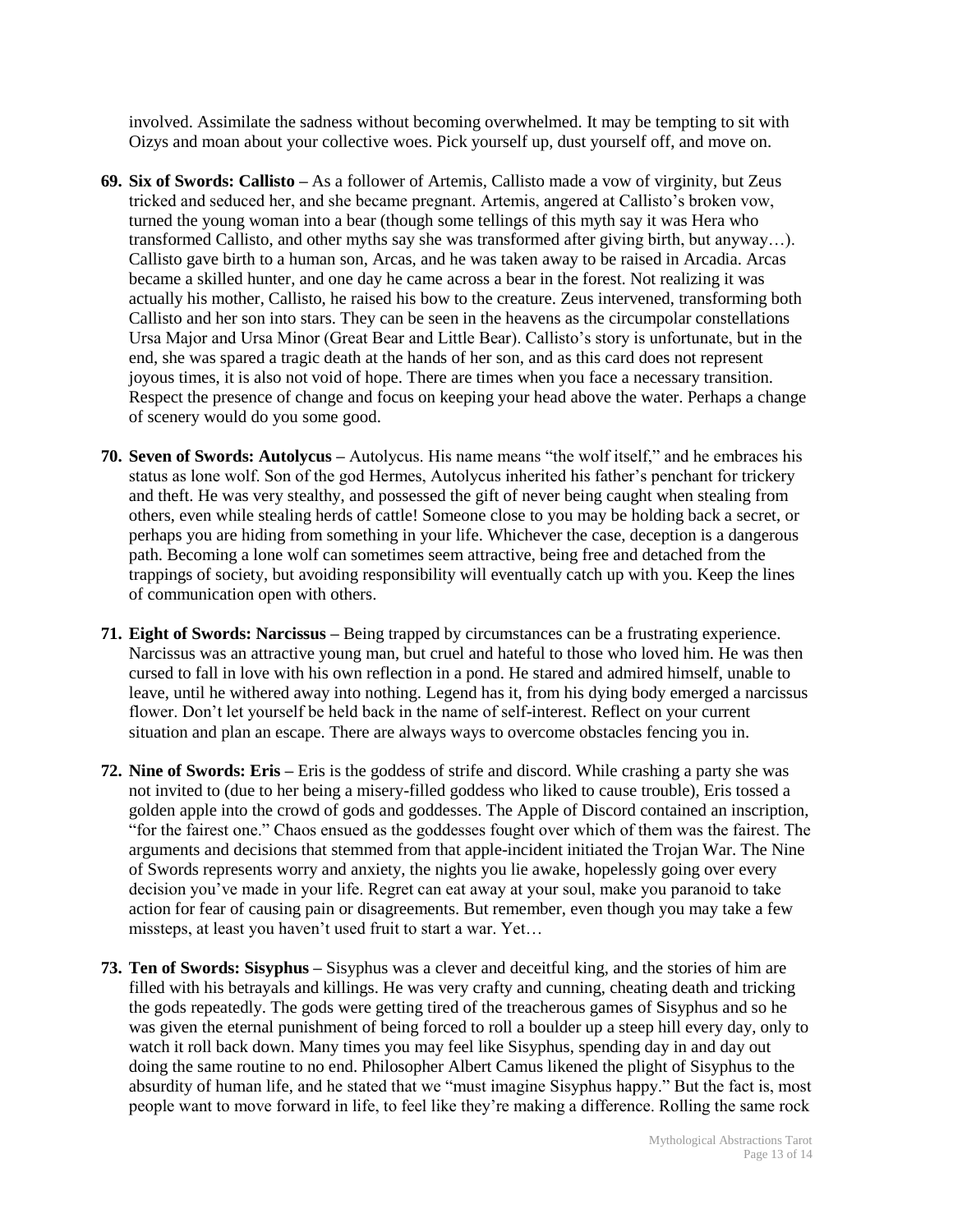involved. Assimilate the sadness without becoming overwhelmed. It may be tempting to sit with Oizys and moan about your collective woes. Pick yourself up, dust yourself off, and move on.

69. **Six of Swords: Callisto –** As a follower of Artemis, Callisto made a vow of virginity, but Zeus tricked and seduced her, and she became pregnant. Artemis, angered at Callisto's broken vow, turned the young woman into a bear (though some tellings of this myth say it was Hera who transformed Callisto, and other myths say she was transformed after giving birth, but anyway…). Callisto gave birth to a human son, Arcas, and he was taken away to be raised in Arcadia. Arcas became a skilled hunter, and one day he came across a bear in the forest. Not realizing it was actually his mother, Callisto, he raised his bow to the creature. Zeus intervened, transforming both Callisto and her son into stars. They can be seen in the heavens as the circumpolar constellations Ursa Major and Ursa Minor (Great Bear and Little Bear). Callisto's story is unfortunate, but in the end, she was spared a tragic death at the hands of her son, and as this card does not represent joyous times, it is also not void of hope. There are times when you face a necessary transition. Respect the presence of change and focus on keeping your head above the water. Perhaps a change of scenery would do you some good.

70. **Seven of Swords: Autolycus –** Autolycus. His name means "the wolf itself," and he embraces his status as lone wolf. Son of the god Hermes, Autolycus inherited his father's penchant for trickery and theft. He was very stealthy, and possessed the gift of never being caught when stealing from others, even while stealing herds of cattle! Someone close to you may be holding back a secret, or perhaps you are hiding from something in your life. Whichever the case, deception is a dangerous path. Becoming a lone wolf can sometimes seem attractive, being free and detached from the trappings of society, but avoiding responsibility will eventually catch up with you. Keep the lines of communication open with others.

71. **Eight of Swords: Narcissus –** Being trapped by circumstances can be a frustrating experience. Narcissus was an attractive young man, but cruel and hateful to those who loved him. He was then cursed to fall in love with his own reflection in a pond. He stared and admired himself, unable to leave, until he withered away into nothing. Legend has it, from his dying body emerged a narcissus flower. Don't let yourself be held back in the name of self-interest. Reflect on your current situation and plan an escape. There are always ways to overcome obstacles fencing you in.

72. **Nine of Swords: Eris –** Eris is the goddess of strife and discord. While crashing a party she was not invited to (due to her being a misery-filled goddess who liked to cause trouble), Eris tossed a golden apple into the crowd of gods and goddesses. The Apple of Discord contained an inscription, "for the fairest one." Chaos ensued as the goddesses fought over which of them was the fairest. The arguments and decisions that stemmed from that apple-incident initiated the Trojan War. The Nine of Swords represents worry and anxiety, the nights you lie awake, hopelessly going over every decision you've made in your life. Regret can eat away at your soul, make you paranoid to take action for fear of causing pain or disagreements. But remember, even though you may take a few missteps, at least you haven't used fruit to start a war. Yet…

73. **Ten of Swords: Sisyphus –** Sisyphus was a clever and deceitful king, and the stories of him are filled with his betrayals and killings. He was very crafty and cunning, cheating death and tricking the gods repeatedly. The gods were getting tired of the treacherous games of Sisyphus and so he was given the eternal punishment of being forced to roll a boulder up a steep hill every day, only to watch it roll back down. Many times you may feel like Sisyphus, spending day in and day out doing the same routine to no end. Philosopher Albert Camus likened the plight of Sisyphus to the absurdity of human life, and he stated that we "must imagine Sisyphus happy." But the fact is, most people want to move forward in life, to feel like they're making a difference. Rolling the same rock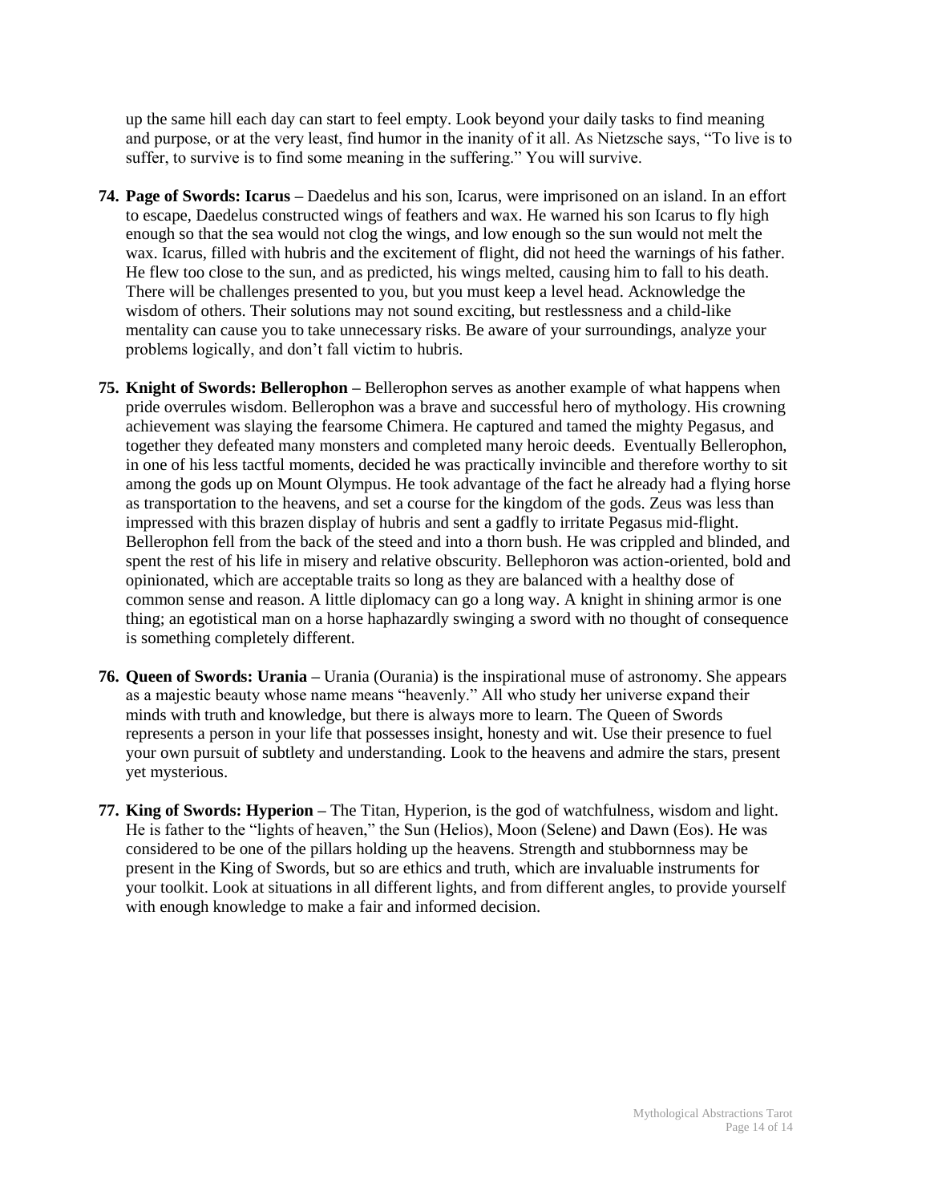up the same hill each day can start to feel empty. Look beyond your daily tasks to find meaning and purpose, or at the very least, find humor in the inanity of it all. As Nietzsche says, "To live is to suffer, to survive is to find some meaning in the suffering." You will survive.

74. **Page of Swords: Icarus** – Daedelus and his son, Icarus, were imprisoned on an island. In an effort to escape, Daedelus constructed wings of feathers and wax. He warned his son Icarus to fly high enough so that the sea would not clog the wings, and low enough so the sun would not melt the wax. Icarus, filled with hubris and the excitement of flight, did not heed the warnings of his father. He flew too close to the sun, and as predicted, his wings melted, causing him to fall to his death. There will be challenges presented to you, but you must keep a level head. Acknowledge the wisdom of others. Their solutions may not sound exciting, but restlessness and a child-like mentality can cause you to take unnecessary risks. Be aware of your surroundings, analyze your problems logically, and don't fall victim to hubris.

75. **Knight of Swords: Bellerophon** – Bellerophon serves as another example of what happens when pride overrules wisdom. Bellerophon was a brave and successful hero of mythology. His crowning achievement was slaying the fearsome Chimera. He captured and tamed the mighty Pegasus, and together they defeated many monsters and completed many heroic deeds. Eventually Bellerophon, in one of his less tactful moments, decided he was practically invincible and therefore worthy to sit among the gods up on Mount Olympus. He took advantage of the fact he already had a flying horse as transportation to the heavens, and set a course for the kingdom of the gods. Zeus was less than impressed with this brazen display of hubris and sent a gadfly to irritate Pegasus mid-flight. Bellerophon fell from the back of the steed and into a thorn bush. He was crippled and blinded, and spent the rest of his life in misery and relative obscurity. Bellephoron was action-oriented, bold and opinionated, which are acceptable traits so long as they are balanced with a healthy dose of common sense and reason. A little diplomacy can go a long way. A knight in shining armor is one thing; an egotistical man on a horse haphazardly swinging a sword with no thought of consequence is something completely different.

76. **Queen of Swords: Urania** – Urania (Ourania) is the inspirational muse of astronomy. She appears as a majestic beauty whose name means "heavenly." All who study her universe expand their minds with truth and knowledge, but there is always more to learn. The Queen of Swords represents a person in your life that possesses insight, honesty and wit. Use their presence to fuel your own pursuit of subtlety and understanding. Look to the heavens and admire the stars, present yet mysterious.

77. **King of Swords: Hyperion** – The Titan, Hyperion, is the god of watchfulness, wisdom and light. He is father to the "lights of heaven," the Sun (Helios), Moon (Selene) and Dawn (Eos). He was considered to be one of the pillars holding up the heavens. Strength and stubbornness may be present in the King of Swords, but so are ethics and truth, which are invaluable instruments for your toolkit. Look at situations in all different lights, and from different angles, to provide yourself with enough knowledge to make a fair and informed decision.